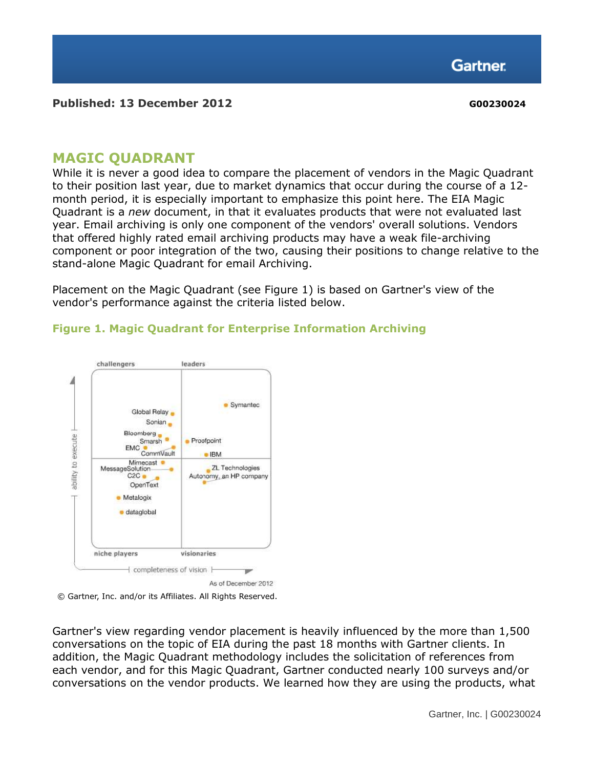**Published: 13 December 2012** **G00230024**

## MAGIC QUADRANT

While it is never a good idea to compare the placement of vendors in the Magic Quadrant to their position last year, due to market dynamics that occur during the course of a 12-month period, it is especially important to emphasize this point here. The EIA Magic Quadrant is a *new* document, in that it evaluates products that were not evaluated last year. Email archiving is only one component of the vendors' overall solutions. Vendors that offered highly rated email archiving products may have a weak file-archiving component or poor integration of the two, causing their positions to change relative to the stand-alone Magic Quadrant for email Archiving.

Placement on the Magic Quadrant (see Figure 1) is based on Gartner's view of the vendor's performance against the criteria listed below.

**Figure 1. Magic Quadrant for Enterprise Information Archiving**

© Gartner, Inc. and/or its Affiliates. All Rights Reserved.

Gartner's view regarding vendor placement is heavily influenced by the more than 1,500 conversations on the topic of EIA during the past 18 months with Gartner clients. In addition, the Magic Quadrant methodology includes the solicitation of references from each vendor, and for this Magic Quadrant, Gartner conducted nearly 100 surveys and/or conversations on the vendor products. We learned how they are using the products, what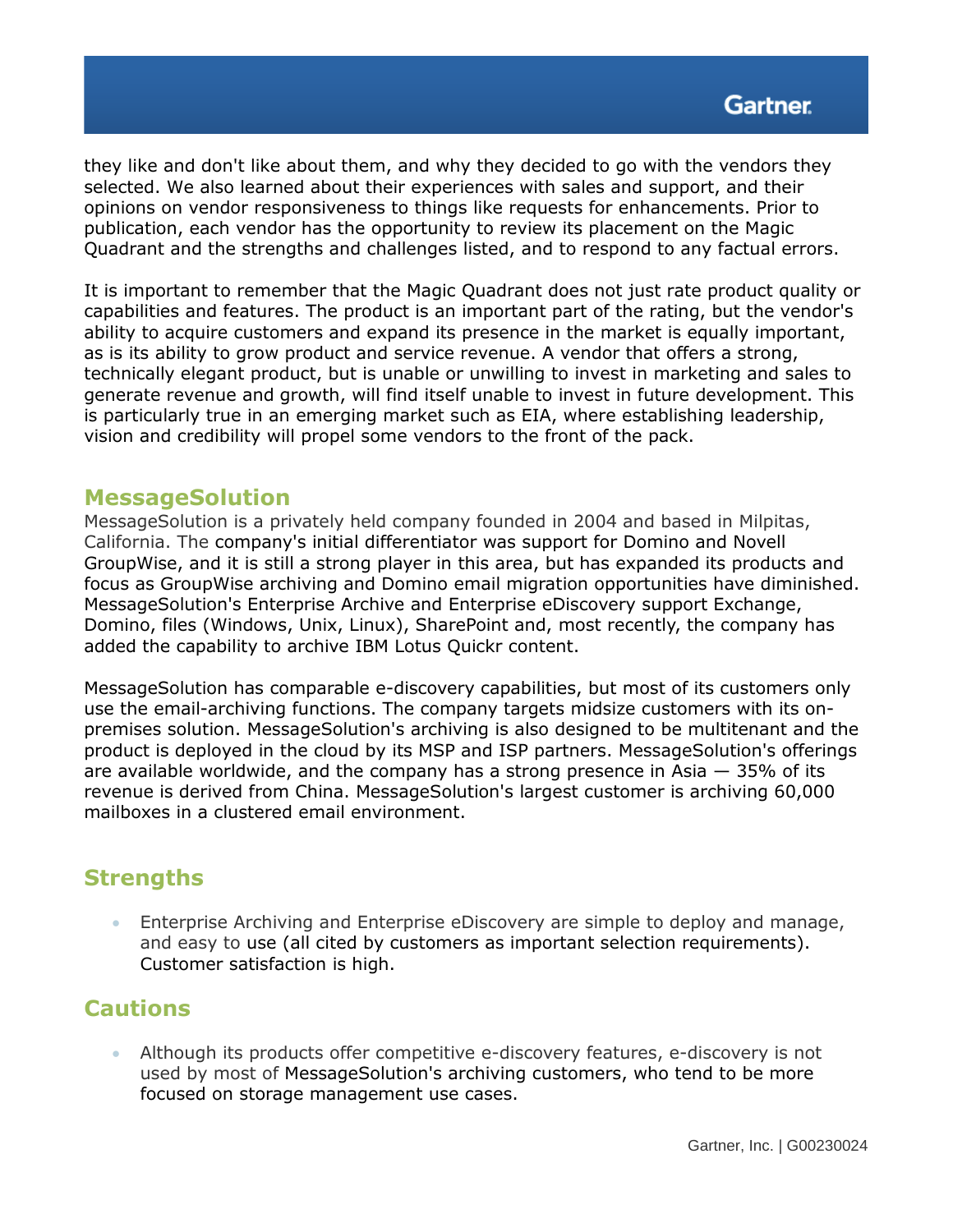they like and don't like about them, and why they decided to go with the vendors they selected. We also learned about their experiences with sales and support, and their opinions on vendor responsiveness to things like requests for enhancements. Prior to publication, each vendor has the opportunity to review its placement on the Magic Quadrant and the strengths and challenges listed, and to respond to any factual errors.

It is important to remember that the Magic Quadrant does not just rate product quality or capabilities and features. The product is an important part of the rating, but the vendor's ability to acquire customers and expand its presence in the market is equally important, as is its ability to grow product and service revenue. A vendor that offers a strong, technically elegant product, but is unable or unwilling to invest in marketing and sales to generate revenue and growth, will find itself unable to invest in future development. This is particularly true in an emerging market such as EIA, where establishing leadership, vision and credibility will propel some vendors to the front of the pack.

## MessageSolution

MessageSolution is a privately held company founded in 2004 and based in Milpitas, California. The company's initial differentiator was support for Domino and Novell GroupWise, and it is still a strong player in this area, but has expanded its products and focus as GroupWise archiving and Domino email migration opportunities have diminished. MessageSolution's Enterprise Archive and Enterprise eDiscovery support Exchange, Domino, files (Windows, Unix, Linux), SharePoint and, most recently, the company has added the capability to archive IBM Lotus Quickr content.

MessageSolution has comparable e-discovery capabilities, but most of its customers only use the email-archiving functions. The company targets midsize customers with its on-premises solution. MessageSolution's archiving is also designed to be multitenant and the product is deployed in the cloud by its MSP and ISP partners. MessageSolution's offerings are available worldwide, and the company has a strong presence in Asia — 35% of its revenue is derived from China. MessageSolution's largest customer is archiving 60,000 mailboxes in a clustered email environment.

## Strengths

- Enterprise Archiving and Enterprise eDiscovery are simple to deploy and manage, and easy to use (all cited by customers as important selection requirements). Customer satisfaction is high.

## Cautions

- Although its products offer competitive e-discovery features, e-discovery is not used by most of MessageSolution's archiving customers, who tend to be more focused on storage management use cases.